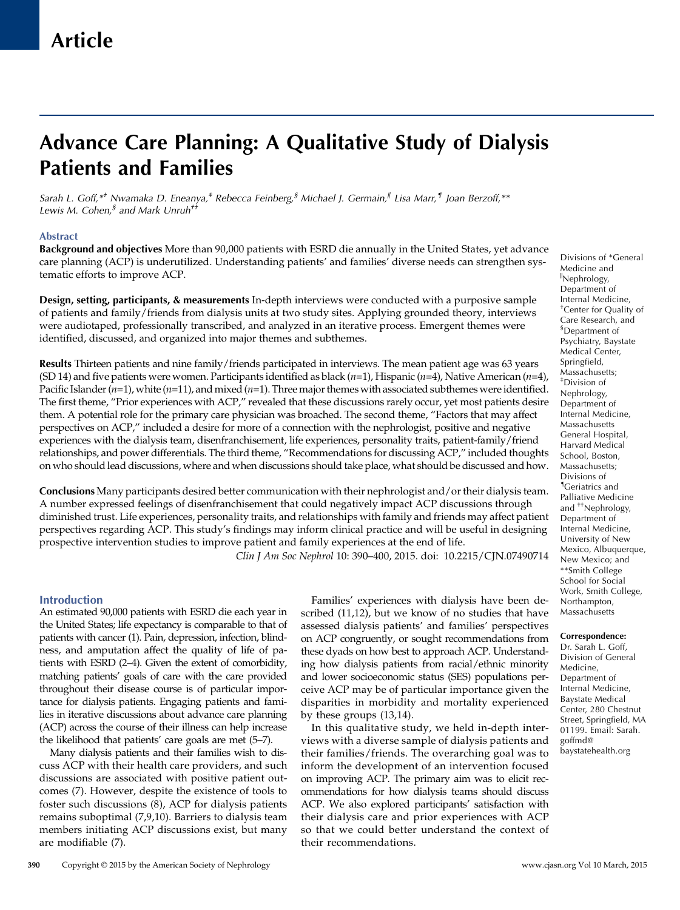Article

# Advance Care Planning: A Qualitative Study of Dialysis Patients and Families

*Sarah L. Goff,*[*†] Nwamaka D. Eneanya,[‡] Rebecca Feinberg,[§] Michael J. Germain,[‖] Lisa Marr,[¶] Joan Berzoff,[**] Lewis M. Cohen,[§] and Mark Unruh[††]*

## Abstract

**Background and objectives** More than 90,000 patients with ESRD die annually in the United States, yet advance care planning (ACP) is underutilized. Understanding patients' and families' diverse needs can strengthen systematic efforts to improve ACP.

**Design, setting, participants, & measurements** In-depth interviews were conducted with a purposive sample of patients and family/friends from dialysis units at two study sites. Applying grounded theory, interviews were audiotaped, professionally transcribed, and analyzed in an iterative process. Emergent themes were identified, discussed, and organized into major themes and subthemes.

**Results** Thirteen patients and nine family/friends participated in interviews. The mean patient age was 63 years (SD 14) and five patients were women. Participants identified as black ($n$=1), Hispanic ($n$=4), Native American ($n$=4), Pacific Islander ($n$=1), white ($n$=11), and mixed ($n$=1). Three major themes with associated subthemes were identified. The first theme, "Prior experiences with ACP," revealed that these discussions rarely occur, yet most patients desire them. A potential role for the primary care physician was broached. The second theme, "Factors that may affect perspectives on ACP," included a desire for more of a connection with the nephrologist, positive and negative experiences with the dialysis team, disenfranchisement, life experiences, personality traits, patient-family/friend relationships, and power differentials. The third theme, "Recommendations for discussing ACP," included thoughts on who should lead discussions, where and when discussions should take place, what should be discussed and how.

**Conclusions** Many participants desired better communication with their nephrologist and/or their dialysis team. A number expressed feelings of disenfranchisement that could negatively impact ACP discussions through diminished trust. Life experiences, personality traits, and relationships with family and friends may affect patient perspectives regarding ACP. This study's findings may inform clinical practice and will be useful in designing prospective intervention studies to improve patient and family experiences at the end of life.

*Clin J Am Soc Nephrol* 10: 390–400, 2015. doi: 10.2215/CJN.07490714

Divisions of *General Medicine and [‖]Nephrology, Department of Internal Medicine, [†]Center for Quality of Care Research, and [§]Department of Psychiatry, Baystate Medical Center, Springfield, Massachusetts; [‡]Division of Nephrology, Department of Internal Medicine, Massachusetts General Hospital, Harvard Medical School, Boston, Massachusetts; Divisions of [¶]Geriatrics and Palliative Medicine and [††]Nephrology, Department of Internal Medicine, University of New Mexico, Albuquerque, New Mexico; and **Smith College School for Social Work, Smith College, Northampton, Massachusetts

**Correspondence:** Dr. Sarah L. Goff, Division of General Medicine, Department of Internal Medicine, Baystate Medical Center, 280 Chestnut Street, Springfield, MA 01199. Email: Sarah.goffmd@baystatehealth.org

## Introduction

An estimated 90,000 patients with ESRD die each year in the United States; life expectancy is comparable to that of patients with cancer (1). Pain, depression, infection, blindness, and amputation affect the quality of life of patients with ESRD (2–4). Given the extent of comorbidity, matching patients' goals of care with the care provided throughout their disease course is of particular importance for dialysis patients. Engaging patients and families in iterative discussions about advance care planning (ACP) across the course of their illness can help increase the likelihood that patients' care goals are met (5–7).

Many dialysis patients and their families wish to discuss ACP with their health care providers, and such discussions are associated with positive patient outcomes (7). However, despite the existence of tools to foster such discussions (8), ACP for dialysis patients remains suboptimal (7,9,10). Barriers to dialysis team members initiating ACP discussions exist, but many are modifiable (7).

Families' experiences with dialysis have been described (11,12), but we know of no studies that have assessed dialysis patients' and families' perspectives on ACP congruently, or sought recommendations from these dyads on how best to approach ACP. Understanding how dialysis patients from racial/ethnic minority and lower socioeconomic status (SES) populations perceive ACP may be of particular importance given the disparities in morbidity and mortality experienced by these groups (13,14).

In this qualitative study, we held in-depth interviews with a diverse sample of dialysis patients and their families/friends. The overarching goal was to inform the development of an intervention focused on improving ACP. The primary aim was to elicit recommendations for how dialysis teams should discuss ACP. We also explored participants' satisfaction with their dialysis care and prior experiences with ACP so that we could better understand the context of their recommendations.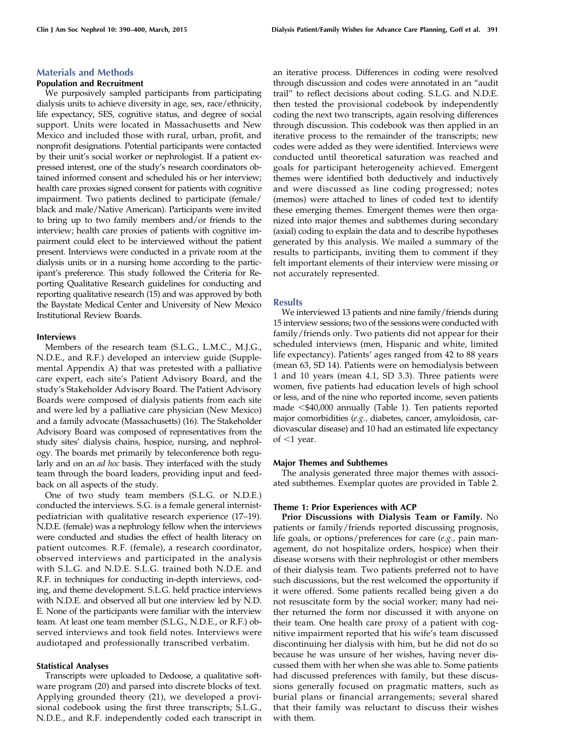## Materials and Methods

### Population and Recruitment

We purposively sampled participants from participating dialysis units to achieve diversity in age, sex, race/ethnicity, life expectancy, SES, cognitive status, and degree of social support. Units were located in Massachusetts and New Mexico and included those with rural, urban, profit, and nonprofit designations. Potential participants were contacted by their unit's social worker or nephrologist. If a patient expressed interest, one of the study's research coordinators obtained informed consent and scheduled his or her interview; health care proxies signed consent for patients with cognitive impairment. Two patients declined to participate (female/black and male/Native American). Participants were invited to bring up to two family members and/or friends to the interview; health care proxies of patients with cognitive impairment could elect to be interviewed without the patient present. Interviews were conducted in a private room at the dialysis units or in a nursing home according to the participant's preference. This study followed the Criteria for Reporting Qualitative Research guidelines for conducting and reporting qualitative research (15) and was approved by both the Baystate Medical Center and University of New Mexico Institutional Review Boards.

### Interviews

Members of the research team (S.L.G., L.M.C., M.J.G., N.D.E., and R.F.) developed an interview guide (Supplemental Appendix A) that was pretested with a palliative care expert, each site's Patient Advisory Board, and the study's Stakeholder Advisory Board. The Patient Advisory Boards were composed of dialysis patients from each site and were led by a palliative care physician (New Mexico) and a family advocate (Massachusetts) (16). The Stakeholder Advisory Board was composed of representatives from the study sites' dialysis chains, hospice, nursing, and nephrology. The boards met primarily by teleconference both regularly and on an *ad hoc* basis. They interfaced with the study team through the board leaders, providing input and feedback on all aspects of the study.

One of two study team members (S.L.G. or N.D.E.) conducted the interviews. S.G. is a female general internist-pediatrician with qualitative research experience (17–19). N.D.E. (female) was a nephrology fellow when the interviews were conducted and studies the effect of health literacy on patient outcomes. R.F. (female), a research coordinator, observed interviews and participated in the analysis with S.L.G. and N.D.E. S.L.G. trained both N.D.E. and R.F. in techniques for conducting in-depth interviews, coding, and theme development. S.L.G. held practice interviews with N.D.E. and observed all but one interview led by N.D.E. None of the participants were familiar with the interview team. At least one team member (S.L.G., N.D.E., or R.F.) observed interviews and took field notes. Interviews were audiotaped and professionally transcribed verbatim.

### Statistical Analyses

Transcripts were uploaded to Dedoose, a qualitative software program (20) and parsed into discrete blocks of text. Applying grounded theory (21), we developed a provisional codebook using the first three transcripts; S.L.G., N.D.E., and R.F. independently coded each transcript in an iterative process. Differences in coding were resolved through discussion and codes were annotated in an "audit trail" to reflect decisions about coding. S.L.G. and N.D.E. then tested the provisional codebook by independently coding the next two transcripts, again resolving differences through discussion. This codebook was then applied in an iterative process to the remainder of the transcripts; new codes were added as they were identified. Interviews were conducted until theoretical saturation was reached and goals for participant heterogeneity achieved. Emergent themes were identified both deductively and inductively and were discussed as line coding progressed; notes (memos) were attached to lines of coded text to identify these emerging themes. Emergent themes were then organized into major themes and subthemes during secondary (axial) coding to explain the data and to describe hypotheses generated by this analysis. We mailed a summary of the results to participants, inviting them to comment if they felt important elements of their interview were missing or not accurately represented.

## Results

We interviewed 13 patients and nine family/friends during 15 interview sessions; two of the sessions were conducted with family/friends only. Two patients did not appear for their scheduled interviews (men, Hispanic and white, limited life expectancy). Patients' ages ranged from 42 to 88 years (mean 63, SD 14). Patients were on hemodialysis between 1 and 10 years (mean 4.1, SD 3.3). Three patients were women, five patients had education levels of high school or less, and of the nine who reported income, seven patients made <$40,000 annually (Table 1). Ten patients reported major comorbidities (*e.g.*, diabetes, cancer, amyloidosis, cardiovascular disease) and 10 had an estimated life expectancy of <1 year.

### Major Themes and Subthemes

The analysis generated three major themes with associated subthemes. Exemplar quotes are provided in Table 2.

### Theme 1: Prior Experiences with ACP

**Prior Discussions with Dialysis Team or Family.** No patients or family/friends reported discussing prognosis, life goals, or options/preferences for care (*e.g.*, pain management, do not hospitalize orders, hospice) when their disease worsens with their nephrologist or other members of their dialysis team. Two patients preferred not to have such discussions, but the rest welcomed the opportunity if it were offered. Some patients recalled being given a do not resuscitate form by the social worker; many had neither returned the form nor discussed it with anyone on their team. One health care proxy of a patient with cognitive impairment reported that his wife's team discussed discontinuing her dialysis with him, but he did not do so because he was unsure of her wishes, having never discussed them with her when she was able to. Some patients had discussed preferences with family, but these discussions generally focused on pragmatic matters, such as burial plans or financial arrangements; several shared that their family was reluctant to discuss their wishes with them.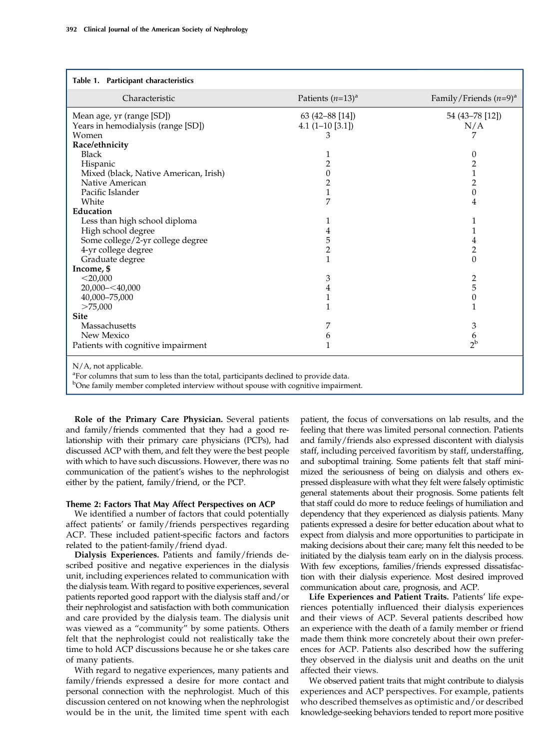Table 1. Participant characteristics

| Characteristic | Patients ($n$=13)[a] | Family/Friends ($n$=9)[a] |
|---|---|---|
| Mean age, yr (range [SD]) | 63 (42–88 [14]) | 54 (43–78 [12]) |
| Years in hemodialysis (range [SD]) | 4.1 (1–10 [3.1]) | N/A |
| Women | 3 | 7 |
| **Race/ethnicity** | | |
| Black | 1 | 0 |
| Hispanic | 2 | 2 |
| Mixed (black, Native American, Irish) | 0 | 1 |
| Native American | 2 | 2 |
| Pacific Islander | 1 | 0 |
| White | 7 | 4 |
| **Education** | | |
| Less than high school diploma | 1 | 1 |
| High school degree | 4 | 1 |
| Some college/2-yr college degree | 5 | 4 |
| 4-yr college degree | 2 | 2 |
| Graduate degree | 1 | 0 |
| **Income, $** | | |
| <20,000 | 3 | 2 |
| 20,000–<40,000 | 4 | 5 |
| 40,000–75,000 | 1 | 0 |
| >75,000 | 1 | 1 |
| **Site** | | |
| Massachusetts | 7 | 3 |
| New Mexico | 6 | 6 |
| Patients with cognitive impairment | 1 | 2[b] |

N/A, not applicable.
[a]For columns that sum to less than the total, participants declined to provide data.
[b]One family member completed interview without spouse with cognitive impairment.

**Role of the Primary Care Physician.** Several patients and family/friends commented that they had a good relationship with their primary care physicians (PCPs), had discussed ACP with them, and felt they were the best people with which to have such discussions. However, there was no communication of the patient's wishes to the nephrologist either by the patient, family/friend, or the PCP.

### Theme 2: Factors That May Affect Perspectives on ACP

We identified a number of factors that could potentially affect patients' or family/friends perspectives regarding ACP. These included patient-specific factors and factors related to the patient-family/friend dyad.

**Dialysis Experiences.** Patients and family/friends described positive and negative experiences in the dialysis unit, including experiences related to communication with the dialysis team. With regard to positive experiences, several patients reported good rapport with the dialysis staff and/or their nephrologist and satisfaction with both communication and care provided by the dialysis team. The dialysis unit was viewed as a "community" by some patients. Others felt that the nephrologist could not realistically take the time to hold ACP discussions because he or she takes care of many patients.

With regard to negative experiences, many patients and family/friends expressed a desire for more contact and personal connection with the nephrologist. Much of this discussion centered on not knowing when the nephrologist would be in the unit, the limited time spent with each patient, the focus of conversations on lab results, and the feeling that there was limited personal connection. Patients and family/friends also expressed discontent with dialysis staff, including perceived favoritism by staff, understaffing, and suboptimal training. Some patients felt that staff minimized the seriousness of being on dialysis and others expressed displeasure with what they felt were falsely optimistic general statements about their prognosis. Some patients felt that staff could do more to reduce feelings of humiliation and dependency that they experienced as dialysis patients. Many patients expressed a desire for better education about what to expect from dialysis and more opportunities to participate in making decisions about their care; many felt this needed to be initiated by the dialysis team early on in the dialysis process. With few exceptions, families/friends expressed dissatisfaction with their dialysis experience. Most desired improved communication about care, prognosis, and ACP.

**Life Experiences and Patient Traits.** Patients' life experiences potentially influenced their dialysis experiences and their views of ACP. Several patients described how an experience with the death of a family member or friend made them think more concretely about their own preferences for ACP. Patients also described how the suffering they observed in the dialysis unit and deaths on the unit affected their views.

We observed patient traits that might contribute to dialysis experiences and ACP perspectives. For example, patients who described themselves as optimistic and/or described knowledge-seeking behaviors tended to report more positive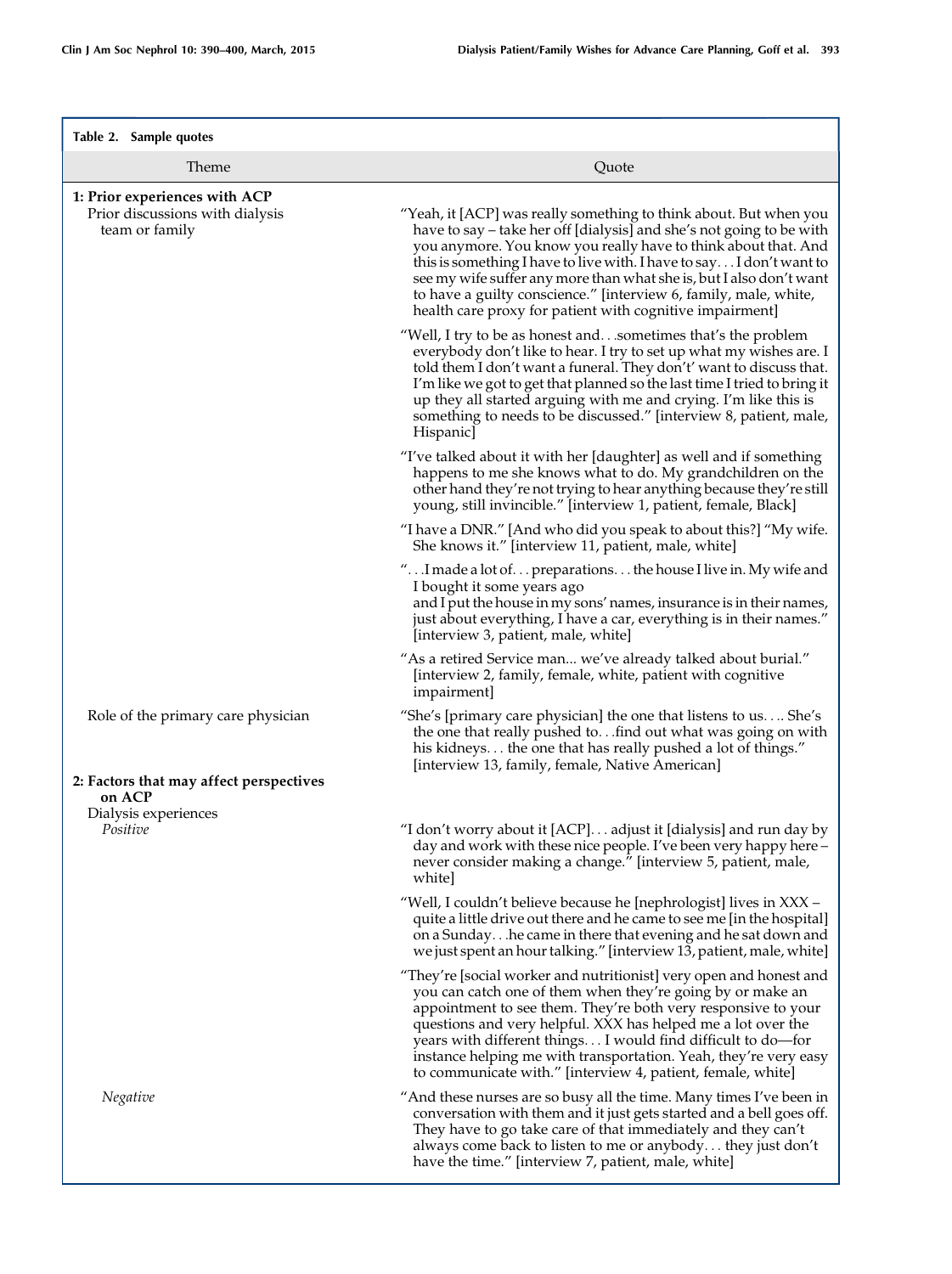Table 2. Sample quotes

| Theme | Quote |
|---|---|
| **1: Prior experiences with ACP** | |
| Prior discussions with dialysis team or family | "Yeah, it [ACP] was really something to think about. But when you have to say – take her off [dialysis] and she's not going to be with you anymore. You know you really have to think about that. And this is something I have to live with. I have to say. . . I don't want to see my wife suffer any more than what she is, but I also don't want to have a guilty conscience." [interview 6, family, male, white, health care proxy for patient with cognitive impairment] |
| | "Well, I try to be as honest and. . .sometimes that's the problem everybody don't like to hear. I try to set up what my wishes are. I told them I don't want a funeral. They don't' want to discuss that. I'm like we got to get that planned so the last time I tried to bring it up they all started arguing with me and crying. I'm like this is something to needs to be discussed." [interview 8, patient, male, Hispanic] |
| | "I've talked about it with her [daughter] as well and if something happens to me she knows what to do. My grandchildren on the other hand they're not trying to hear anything because they're still young, still invincible." [interview 1, patient, female, Black] |
| | "I have a DNR." [And who did you speak to about this?] "My wife. She knows it." [interview 11, patient, male, white] |
| | ". . .I made a lot of. . . preparations. . . the house I live in. My wife and I bought it some years ago and I put the house in my sons' names, insurance is in their names, just about everything, I have a car, everything is in their names." [interview 3, patient, male, white] |
| | "As a retired Service man... we've already talked about burial." [interview 2, family, female, white, patient with cognitive impairment] |
| Role of the primary care physician | "She's [primary care physician] the one that listens to us. . .. She's the one that really pushed to. . .find out what was going on with his kidneys. . . the one that has really pushed a lot of things." [interview 13, family, female, Native American] |
| **2: Factors that may affect perspectives on ACP** | |
| Dialysis experiences | |
| *Positive* | "I don't worry about it [ACP]. . . adjust it [dialysis] and run day by day and work with these nice people. I've been very happy here – never consider making a change." [interview 5, patient, male, white] |
| | "Well, I couldn't believe because he [nephrologist] lives in XXX – quite a little drive out there and he came to see me [in the hospital] on a Sunday. . .he came in there that evening and he sat down and we just spent an hour talking." [interview 13, patient, male, white] |
| | "They're [social worker and nutritionist] very open and honest and you can catch one of them when they're going by or make an appointment to see them. They're both very responsive to your questions and very helpful. XXX has helped me a lot over the years with different things. . . I would find difficult to do—for instance helping me with transportation. Yeah, they're very easy to communicate with." [interview 4, patient, female, white] |
| *Negative* | "And these nurses are so busy all the time. Many times I've been in conversation with them and it just gets started and a bell goes off. They have to go take care of that immediately and they can't always come back to listen to me or anybody. . . they just don't have the time." [interview 7, patient, male, white] |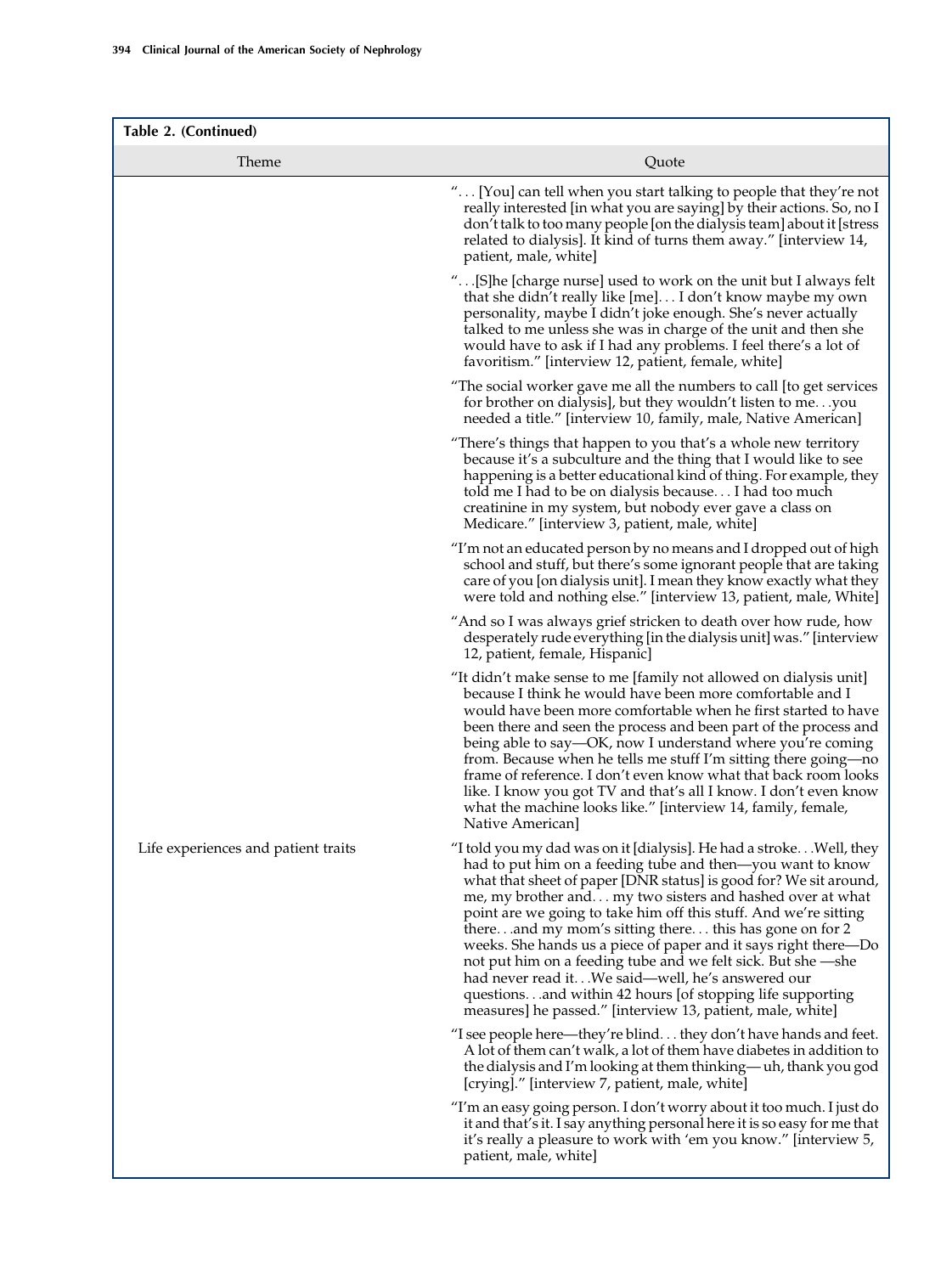**Table 2. (Continued)**

| Theme | Quote |
|---|---|
| | "... [You] can tell when you start talking to people that they're not really interested [in what you are saying] by their actions. So, no I don't talk to too many people [on the dialysis team] about it [stress related to dialysis]. It kind of turns them away." [interview 14, patient, male, white] |
| | "...[S]he [charge nurse] used to work on the unit but I always felt that she didn't really like [me]... I don't know maybe my own personality, maybe I didn't joke enough. She's never actually talked to me unless she was in charge of the unit and then she would have to ask if I had any problems. I feel there's a lot of favoritism." [interview 12, patient, female, white] |
| | "The social worker gave me all the numbers to call [to get services for brother on dialysis], but they wouldn't listen to me...you needed a title." [interview 10, family, male, Native American] |
| | "There's things that happen to you that's a whole new territory because it's a subculture and the thing that I would like to see happening is a better educational kind of thing. For example, they told me I had to be on dialysis because... I had too much creatinine in my system, but nobody ever gave a class on Medicare." [interview 3, patient, male, white] |
| | "I'm not an educated person by no means and I dropped out of high school and stuff, but there's some ignorant people that are taking care of you [on dialysis unit]. I mean they know exactly what they were told and nothing else." [interview 13, patient, male, White] |
| | "And so I was always grief stricken to death over how rude, how desperately rude everything [in the dialysis unit] was." [interview 12, patient, female, Hispanic] |
| | "It didn't make sense to me [family not allowed on dialysis unit] because I think he would have been more comfortable and I would have been more comfortable when he first started to have been there and seen the process and been part of the process and being able to say—OK, now I understand where you're coming from. Because when he tells me stuff I'm sitting there going—no frame of reference. I don't even know what that back room looks like. I know you got TV and that's all I know. I don't even know what the machine looks like." [interview 14, family, female, Native American] |
| Life experiences and patient traits | "I told you my dad was on it [dialysis]. He had a stroke...Well, they had to put him on a feeding tube and then—you want to know what that sheet of paper [DNR status] is good for? We sit around, me, my brother and... my two sisters and hashed over at what point are we going to take him off this stuff. And we're sitting there...and my mom's sitting there... this has gone on for 2 weeks. She hands us a piece of paper and it says right there—Do not put him on a feeding tube and we felt sick. But she —she had never read it...We said—well, he's answered our questions...and within 42 hours [of stopping life supporting measures] he passed." [interview 13, patient, male, white] |
| | "I see people here—they're blind... they don't have hands and feet. A lot of them can't walk, a lot of them have diabetes in addition to the dialysis and I'm looking at them thinking— uh, thank you god [crying]." [interview 7, patient, male, white] |
| | "I'm an easy going person. I don't worry about it too much. I just do it and that's it. I say anything personal here it is so easy for me that it's really a pleasure to work with 'em you know." [interview 5, patient, male, white] |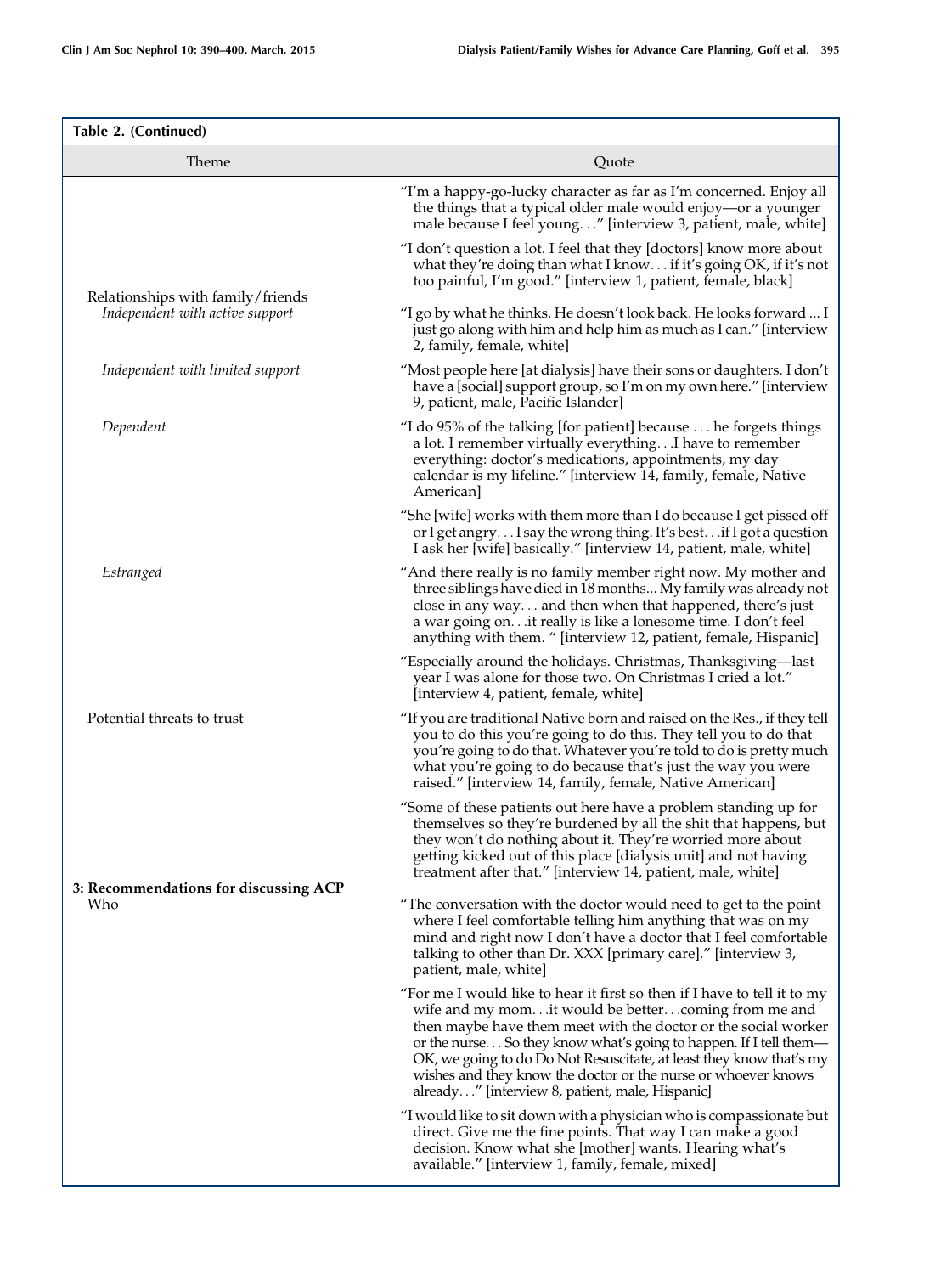**Table 2. (Continued)**

| Theme | Quote |
|---|---|
| | "I'm a happy-go-lucky character as far as I'm concerned. Enjoy all the things that a typical older male would enjoy—or a younger male because I feel young. . ." [interview 3, patient, male, white] |
| | "I don't question a lot. I feel that they [doctors] know more about what they're doing than what I know. . . if it's going OK, if it's not too painful, I'm good." [interview 1, patient, female, black] |
| Relationships with family/friends *Independent with active support* | "I go by what he thinks. He doesn't look back. He looks forward ... I just go along with him and help him as much as I can." [interview 2, family, female, white] |
| *Independent with limited support* | "Most people here [at dialysis] have their sons or daughters. I don't have a [social] support group, so I'm on my own here." [interview 9, patient, male, Pacific Islander] |
| *Dependent* | "I do 95% of the talking [for patient] because . . . he forgets things a lot. I remember virtually everything. . .I have to remember everything: doctor's medications, appointments, my day calendar is my lifeline." [interview 14, family, female, Native American] |
| | "She [wife] works with them more than I do because I get pissed off or I get angry. . . I say the wrong thing. It's best. . .if I got a question I ask her [wife] basically." [interview 14, patient, male, white] |
| *Estranged* | "And there really is no family member right now. My mother and three siblings have died in 18 months... My family was already not close in any way. . . and then when that happened, there's just a war going on. . .it really is like a lonesome time. I don't feel anything with them. " [interview 12, patient, female, Hispanic] |
| | "Especially around the holidays. Christmas, Thanksgiving—last year I was alone for those two. On Christmas I cried a lot." [interview 4, patient, female, white] |
| Potential threats to trust | "If you are traditional Native born and raised on the Res., if they tell you to do this you're going to do this. They tell you to do that you're going to do that. Whatever you're told to do is pretty much what you're going to do because that's just the way you were raised." [interview 14, family, female, Native American] |
| | "Some of these patients out here have a problem standing up for themselves so they're burdened by all the shit that happens, but they won't do nothing about it. They're worried more about getting kicked out of this place [dialysis unit] and not having treatment after that." [interview 14, patient, male, white] |
| **3: Recommendations for discussing ACP** Who | "The conversation with the doctor would need to get to the point where I feel comfortable telling him anything that was on my mind and right now I don't have a doctor that I feel comfortable talking to other than Dr. XXX [primary care]." [interview 3, patient, male, white] |
| | "For me I would like to hear it first so then if I have to tell it to my wife and my mom. . .it would be better. . .coming from me and then maybe have them meet with the doctor or the social worker or the nurse. . . So they know what's going to happen. If I tell them—OK, we going to do Do Not Resuscitate, at least they know that's my wishes and they know the doctor or the nurse or whoever knows already. . ." [interview 8, patient, male, Hispanic] |
| | "I would like to sit down with a physician who is compassionate but direct. Give me the fine points. That way I can make a good decision. Know what she [mother] wants. Hearing what's available." [interview 1, family, female, mixed] |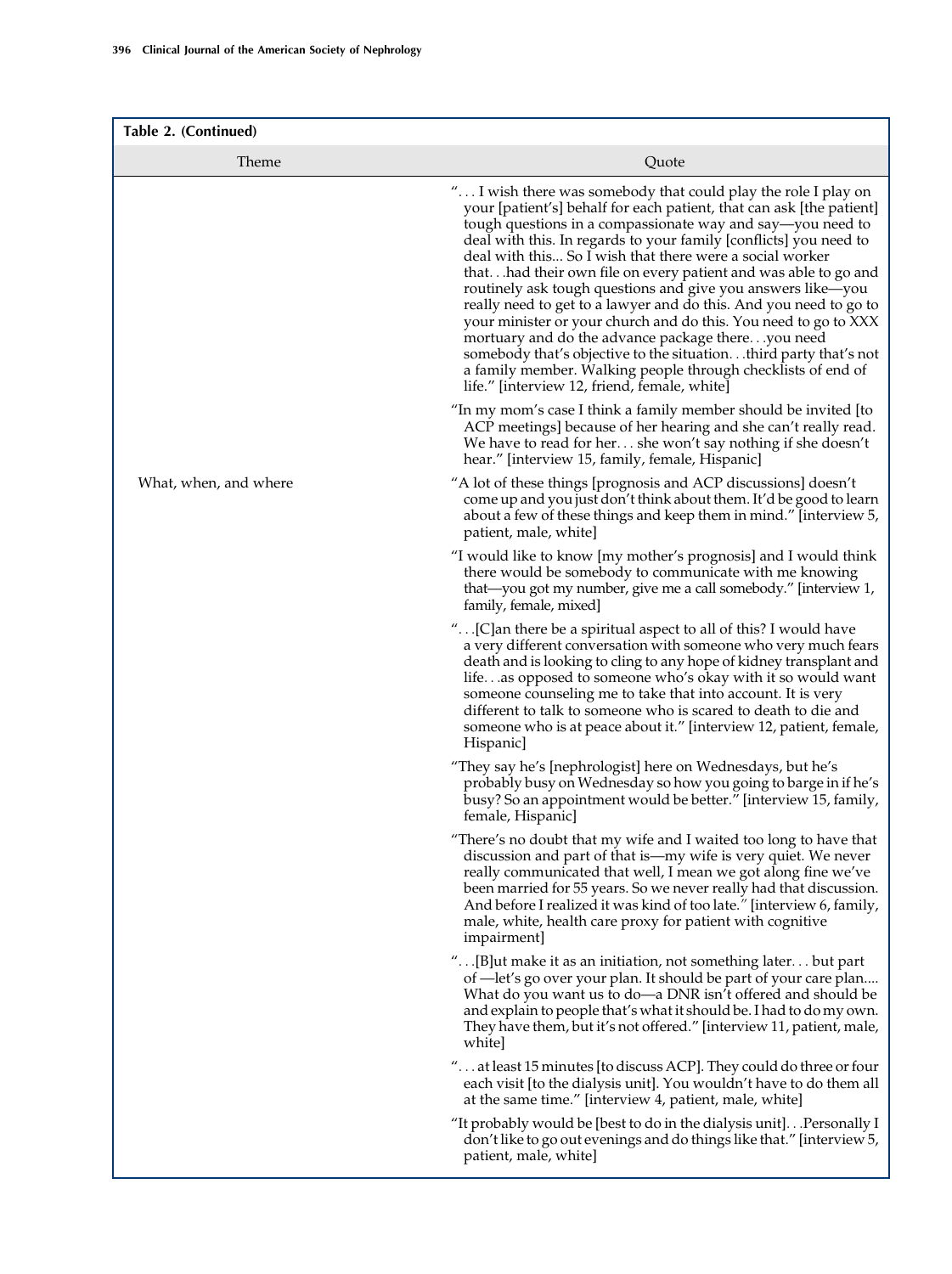| Table 2. (Continued) | |
|---|---|
| Theme | Quote |
| | ". . . I wish there was somebody that could play the role I play on your [patient's] behalf for each patient, that can ask [the patient] tough questions in a compassionate way and say—you need to deal with this. In regards to your family [conflicts] you need to deal with this... So I wish that there were a social worker that. . .had their own file on every patient and was able to go and routinely ask tough questions and give you answers like—you really need to get to a lawyer and do this. And you need to go to your minister or your church and do this. You need to go to XXX mortuary and do the advance package there. . .you need somebody that's objective to the situation. . .third party that's not a family member. Walking people through checklists of end of life." [interview 12, friend, female, white] |
| | "In my mom's case I think a family member should be invited [to ACP meetings] because of her hearing and she can't really read. We have to read for her. . . she won't say nothing if she doesn't hear." [interview 15, family, female, Hispanic] |
| What, when, and where | "A lot of these things [prognosis and ACP discussions] doesn't come up and you just don't think about them. It'd be good to learn about a few of these things and keep them in mind." [interview 5, patient, male, white] |
| | "I would like to know [my mother's prognosis] and I would think there would be somebody to communicate with me knowing that—you got my number, give me a call somebody." [interview 1, family, female, mixed] |
| | ". . .[C]an there be a spiritual aspect to all of this? I would have a very different conversation with someone who very much fears death and is looking to cling to any hope of kidney transplant and life. . .as opposed to someone who's okay with it so would want someone counseling me to take that into account. It is very different to talk to someone who is scared to death to die and someone who is at peace about it." [interview 12, patient, female, Hispanic] |
| | "They say he's [nephrologist] here on Wednesdays, but he's probably busy on Wednesday so how you going to barge in if he's busy? So an appointment would be better." [interview 15, family, female, Hispanic] |
| | "There's no doubt that my wife and I waited too long to have that discussion and part of that is—my wife is very quiet. We never really communicated that well, I mean we got along fine we've been married for 55 years. So we never really had that discussion. And before I realized it was kind of too late." [interview 6, family, male, white, health care proxy for patient with cognitive impairment] |
| | ". . .[B]ut make it as an initiation, not something later. . . but part of —let's go over your plan. It should be part of your care plan.... What do you want us to do—a DNR isn't offered and should be and explain to people that's what it should be. I had to do my own. They have them, but it's not offered." [interview 11, patient, male, white] |
| | ". . . at least 15 minutes [to discuss ACP]. They could do three or four each visit [to the dialysis unit]. You wouldn't have to do them all at the same time." [interview 4, patient, male, white] |
| | "It probably would be [best to do in the dialysis unit]. . .Personally I don't like to go out evenings and do things like that." [interview 5, patient, male, white] |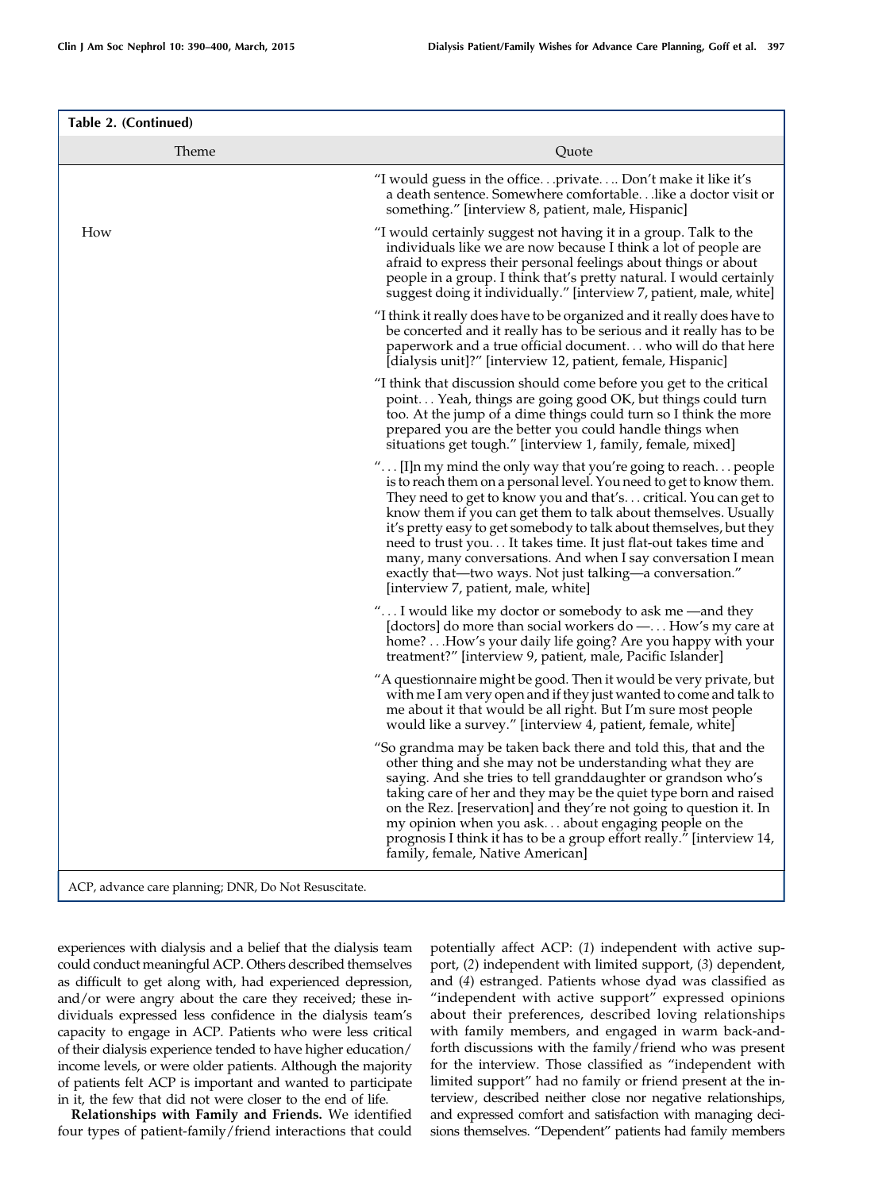**Table 2. (Continued)**

| Theme | Quote |
|---|---|
| | "I would guess in the office. . .private. . .. Don't make it like it's a death sentence. Somewhere comfortable. . .like a doctor visit or something." [interview 8, patient, male, Hispanic] |
| How | "I would certainly suggest not having it in a group. Talk to the individuals like we are now because I think a lot of people are afraid to express their personal feelings about things or about people in a group. I think that's pretty natural. I would certainly suggest doing it individually." [interview 7, patient, male, white] |
| | "I think it really does have to be organized and it really does have to be concerted and it really has to be serious and it really has to be paperwork and a true official document. . . who will do that here [dialysis unit]?" [interview 12, patient, female, Hispanic] |
| | "I think that discussion should come before you get to the critical point. . . Yeah, things are going good OK, but things could turn too. At the jump of a dime things could turn so I think the more prepared you are the better you could handle things when situations get tough." [interview 1, family, female, mixed] |
| | ". . . [I]n my mind the only way that you're going to reach. . . people is to reach them on a personal level. You need to get to know them. They need to get to know you and that's. . . critical. You can get to know them if you can get them to talk about themselves. Usually it's pretty easy to get somebody to talk about themselves, but they need to trust you. . . It takes time. It just flat-out takes time and many, many conversations. And when I say conversation I mean exactly that—two ways. Not just talking—a conversation." [interview 7, patient, male, white] |
| | ". . . I would like my doctor or somebody to ask me —and they [doctors] do more than social workers do —. . . How's my care at home? . . .How's your daily life going? Are you happy with your treatment?" [interview 9, patient, male, Pacific Islander] |
| | "A questionnaire might be good. Then it would be very private, but with me I am very open and if they just wanted to come and talk to me about it that would be all right. But I'm sure most people would like a survey." [interview 4, patient, female, white] |
| | "So grandma may be taken back there and told this, that and the other thing and she may not be understanding what they are saying. And she tries to tell granddaughter or grandson who's taking care of her and they may be the quiet type born and raised on the Rez. [reservation] and they're not going to question it. In my opinion when you ask. . . about engaging people on the prognosis I think it has to be a group effort really." [interview 14, family, female, Native American] |

ACP, advance care planning; DNR, Do Not Resuscitate.

experiences with dialysis and a belief that the dialysis team could conduct meaningful ACP. Others described themselves as difficult to get along with, had experienced depression, and/or were angry about the care they received; these individuals expressed less confidence in the dialysis team's capacity to engage in ACP. Patients who were less critical of their dialysis experience tended to have higher education/income levels, or were older patients. Although the majority of patients felt ACP is important and wanted to participate in it, the few that did not were closer to the end of life.

**Relationships with Family and Friends.** We identified four types of patient-family/friend interactions that could potentially affect ACP: (*1*) independent with active support, (*2*) independent with limited support, (*3*) dependent, and (*4*) estranged. Patients whose dyad was classified as "independent with active support" expressed opinions about their preferences, described loving relationships with family members, and engaged in warm back-and-forth discussions with the family/friend who was present for the interview. Those classified as "independent with limited support" had no family or friend present at the interview, described neither close nor negative relationships, and expressed comfort and satisfaction with managing decisions themselves. "Dependent" patients had family members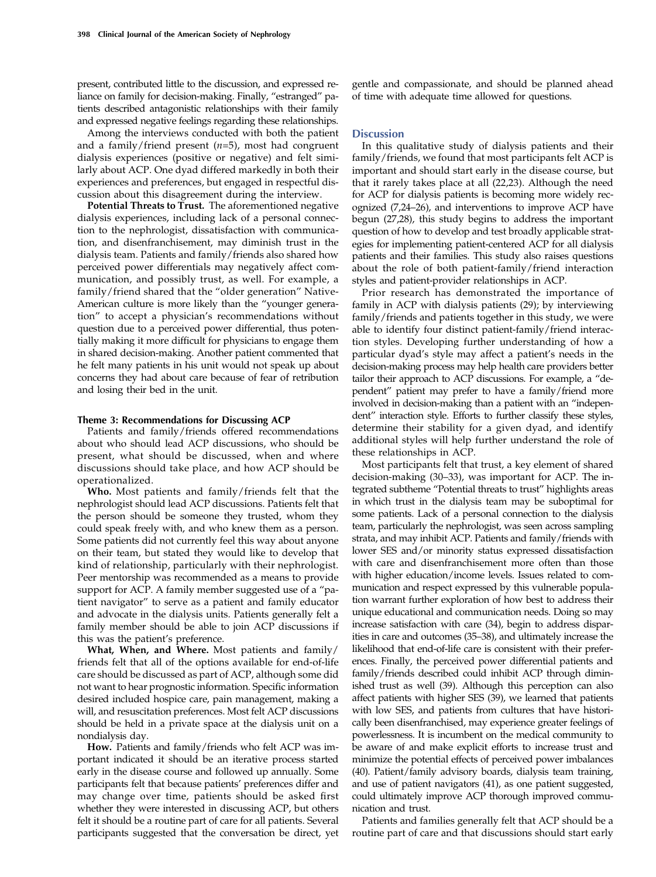present, contributed little to the discussion, and expressed reliance on family for decision-making. Finally, "estranged" patients described antagonistic relationships with their family and expressed negative feelings regarding these relationships.

Among the interviews conducted with both the patient and a family/friend present ($n$=5), most had congruent dialysis experiences (positive or negative) and felt similarly about ACP. One dyad differed markedly in both their experiences and preferences, but engaged in respectful discussion about this disagreement during the interview.

**Potential Threats to Trust.** The aforementioned negative dialysis experiences, including lack of a personal connection to the nephrologist, dissatisfaction with communication, and disenfranchisement, may diminish trust in the dialysis team. Patients and family/friends also shared how perceived power differentials may negatively affect communication, and possibly trust, as well. For example, a family/friend shared that the "older generation" Native-American culture is more likely than the "younger generation" to accept a physician's recommendations without question due to a perceived power differential, thus potentially making it more difficult for physicians to engage them in shared decision-making. Another patient commented that he felt many patients in his unit would not speak up about concerns they had about care because of fear of retribution and losing their bed in the unit.

#### Theme 3: Recommendations for Discussing ACP

Patients and family/friends offered recommendations about who should lead ACP discussions, who should be present, what should be discussed, when and where discussions should take place, and how ACP should be operationalized.

**Who.** Most patients and family/friends felt that the nephrologist should lead ACP discussions. Patients felt that the person should be someone they trusted, whom they could speak freely with, and who knew them as a person. Some patients did not currently feel this way about anyone on their team, but stated they would like to develop that kind of relationship, particularly with their nephrologist. Peer mentorship was recommended as a means to provide support for ACP. A family member suggested use of a "patient navigator" to serve as a patient and family educator and advocate in the dialysis units. Patients generally felt a family member should be able to join ACP discussions if this was the patient's preference.

**What, When, and Where.** Most patients and family/friends felt that all of the options available for end-of-life care should be discussed as part of ACP, although some did not want to hear prognostic information. Specific information desired included hospice care, pain management, making a will, and resuscitation preferences. Most felt ACP discussions should be held in a private space at the dialysis unit on a nondialysis day.

**How.** Patients and family/friends who felt ACP was important indicated it should be an iterative process started early in the disease course and followed up annually. Some participants felt that because patients' preferences differ and may change over time, patients should be asked first whether they were interested in discussing ACP, but others felt it should be a routine part of care for all patients. Several participants suggested that the conversation be direct, yet gentle and compassionate, and should be planned ahead of time with adequate time allowed for questions.

## Discussion

In this qualitative study of dialysis patients and their family/friends, we found that most participants felt ACP is important and should start early in the disease course, but that it rarely takes place at all (22,23). Although the need for ACP for dialysis patients is becoming more widely recognized (7,24–26), and interventions to improve ACP have begun (27,28), this study begins to address the important question of how to develop and test broadly applicable strategies for implementing patient-centered ACP for all dialysis patients and their families. This study also raises questions about the role of both patient-family/friend interaction styles and patient-provider relationships in ACP.

Prior research has demonstrated the importance of family in ACP with dialysis patients (29); by interviewing family/friends and patients together in this study, we were able to identify four distinct patient-family/friend interaction styles. Developing further understanding of how a particular dyad's style may affect a patient's needs in the decision-making process may help health care providers better tailor their approach to ACP discussions. For example, a "dependent" patient may prefer to have a family/friend more involved in decision-making than a patient with an "independent" interaction style. Efforts to further classify these styles, determine their stability for a given dyad, and identify additional styles will help further understand the role of these relationships in ACP.

Most participants felt that trust, a key element of shared decision-making (30–33), was important for ACP. The integrated subtheme "Potential threats to trust" highlights areas in which trust in the dialysis team may be suboptimal for some patients. Lack of a personal connection to the dialysis team, particularly the nephrologist, was seen across sampling strata, and may inhibit ACP. Patients and family/friends with lower SES and/or minority status expressed dissatisfaction with care and disenfranchisement more often than those with higher education/income levels. Issues related to communication and respect expressed by this vulnerable population warrant further exploration of how best to address their unique educational and communication needs. Doing so may increase satisfaction with care (34), begin to address disparities in care and outcomes (35–38), and ultimately increase the likelihood that end-of-life care is consistent with their preferences. Finally, the perceived power differential patients and family/friends described could inhibit ACP through diminished trust as well (39). Although this perception can also affect patients with higher SES (39), we learned that patients with low SES, and patients from cultures that have historically been disenfranchised, may experience greater feelings of powerlessness. It is incumbent on the medical community to be aware of and make explicit efforts to increase trust and minimize the potential effects of perceived power imbalances (40). Patient/family advisory boards, dialysis team training, and use of patient navigators (41), as one patient suggested, could ultimately improve ACP thorough improved communication and trust.

Patients and families generally felt that ACP should be a routine part of care and that discussions should start early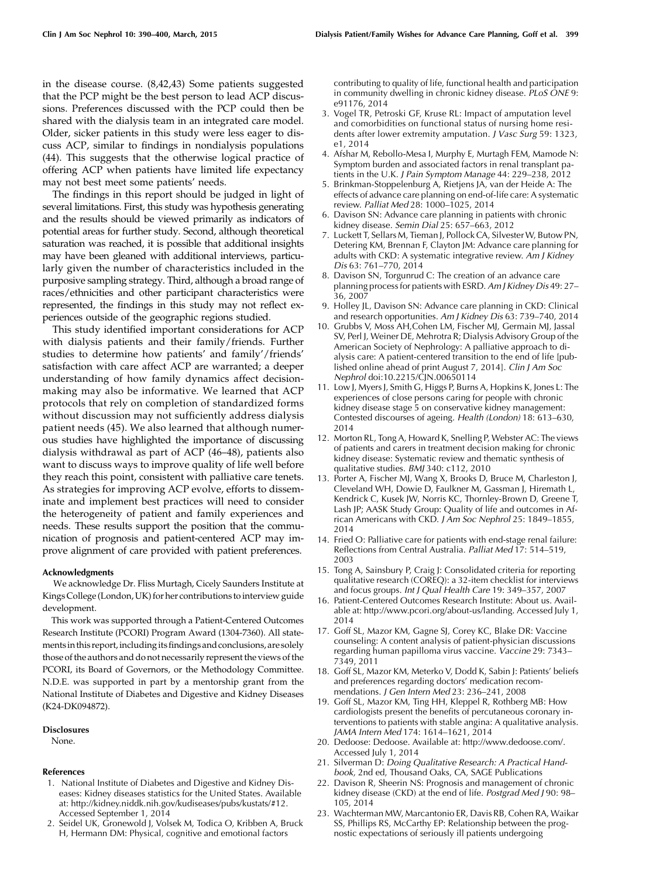in the disease course. (8,42,43) Some patients suggested that the PCP might be the best person to lead ACP discussions. Preferences discussed with the PCP could then be shared with the dialysis team in an integrated care model. Older, sicker patients in this study were less eager to discuss ACP, similar to findings in nondialysis populations (44). This suggests that the otherwise logical practice of offering ACP when patients have limited life expectancy may not best meet some patients' needs.

The findings in this report should be judged in light of several limitations. First, this study was hypothesis generating and the results should be viewed primarily as indicators of potential areas for further study. Second, although theoretical saturation was reached, it is possible that additional insights may have been gleaned with additional interviews, particularly given the number of characteristics included in the purposive sampling strategy. Third, although a broad range of races/ethnicities and other participant characteristics were represented, the findings in this study may not reflect experiences outside of the geographic regions studied.

This study identified important considerations for ACP with dialysis patients and their family/friends. Further studies to determine how patients' and family'/friends' satisfaction with care affect ACP are warranted; a deeper understanding of how family dynamics affect decision-making may also be informative. We learned that ACP protocols that rely on completion of standardized forms without discussion may not sufficiently address dialysis patient needs (45). We also learned that although numerous studies have highlighted the importance of discussing dialysis withdrawal as part of ACP (46–48), patients also want to discuss ways to improve quality of life well before they reach this point, consistent with palliative care tenets. As strategies for improving ACP evolve, efforts to disseminate and implement best practices will need to consider the heterogeneity of patient and family experiences and needs. These results support the position that the communication of prognosis and patient-centered ACP may improve alignment of care provided with patient preferences.

#### Acknowledgments

We acknowledge Dr. Fliss Murtagh, Cicely Saunders Institute at Kings College (London, UK) for her contributions to interview guide development.

This work was supported through a Patient-Centered Outcomes Research Institute (PCORI) Program Award (1304-7360). All statements in this report, including its findings and conclusions, are solely those of the authors and do not necessarily represent the views of the PCORI, its Board of Governors, or the Methodology Committee. N.D.E. was supported in part by a mentorship grant from the National Institute of Diabetes and Digestive and Kidney Diseases (K24-DK094872).

#### Disclosures

None.

#### References

1. National Institute of Diabetes and Digestive and Kidney Diseases: Kidney diseases statistics for the United States. Available at: http://kidney.niddk.nih.gov/kudiseases/pubs/kustats/#12. Accessed September 1, 2014
2. Seidel UK, Gronewold J, Volsek M, Todica O, Kribben A, Bruck H, Hermann DM: Physical, cognitive and emotional factors contributing to quality of life, functional health and participation in community dwelling in chronic kidney disease. *PLoS ONE* 9: e91176, 2014
3. Vogel TR, Petroski GF, Kruse RL: Impact of amputation level and comorbidities on functional status of nursing home residents after lower extremity amputation. *J Vasc Surg* 59: 1323, e1, 2014
4. Afshar M, Rebollo-Mesa I, Murphy E, Murtagh FEM, Mamode N: Symptom burden and associated factors in renal transplant patients in the U.K. *J Pain Symptom Manage* 44: 229–238, 2012
5. Brinkman-Stoppelenburg A, Rietjens JA, van der Heide A: The effects of advance care planning on end-of-life care: A systematic review. *Palliat Med* 28: 1000–1025, 2014
6. Davison SN: Advance care planning in patients with chronic kidney disease. *Semin Dial* 25: 657–663, 2012
7. Luckett T, Sellars M, Tieman J, Pollock CA, Silvester W, Butow PN, Detering KM, Brennan F, Clayton JM: Advance care planning for adults with CKD: A systematic integrative review. *Am J Kidney Dis* 63: 761–770, 2014
8. Davison SN, Torgunrud C: The creation of an advance care planning process for patients with ESRD. *Am J Kidney Dis* 49: 27–36, 2007
9. Holley JL, Davison SN: Advance care planning in CKD: Clinical and research opportunities. *Am J Kidney Dis* 63: 739–740, 2014
10. Grubbs V, Moss AH,Cohen LM, Fischer MJ, Germain MJ, Jassal SV, Perl J, Weiner DE, Mehrotra R; Dialysis Advisory Group of the American Society of Nephrology: A palliative approach to dialysis care: A patient-centered transition to the end of life [published online ahead of print August 7, 2014]. *Clin J Am Soc Nephrol* doi:10.2215/CJN.00650114
11. Low J, Myers J, Smith G, Higgs P, Burns A, Hopkins K, Jones L: The experiences of close persons caring for people with chronic kidney disease stage 5 on conservative kidney management: Contested discourses of ageing. *Health (London)* 18: 613–630, 2014
12. Morton RL, Tong A, Howard K, Snelling P, Webster AC: The views of patients and carers in treatment decision making for chronic kidney disease: Systematic review and thematic synthesis of qualitative studies. *BMJ* 340: c112, 2010
13. Porter A, Fischer MJ, Wang X, Brooks D, Bruce M, Charleston J, Cleveland WH, Dowie D, Faulkner M, Gassman J, Hiremath L, Kendrick C, Kusek JW, Norris KC, Thornley-Brown D, Greene T, Lash JP; AASK Study Group: Quality of life and outcomes in African Americans with CKD. *J Am Soc Nephrol* 25: 1849–1855, 2014
14. Fried O: Palliative care for patients with end-stage renal failure: Reflections from Central Australia. *Palliat Med* 17: 514–519, 2003
15. Tong A, Sainsbury P, Craig J: Consolidated criteria for reporting qualitative research (COREQ): a 32-item checklist for interviews and focus groups. *Int J Qual Health Care* 19: 349–357, 2007
16. Patient-Centered Outcomes Research Institute: About us. Available at: http://www.pcori.org/about-us/landing. Accessed July 1, 2014
17. Goff SL, Mazor KM, Gagne SJ, Corey KC, Blake DR: Vaccine counseling: A content analysis of patient-physician discussions regarding human papilloma virus vaccine. *Vaccine* 29: 7343–7349, 2011
18. Goff SL, Mazor KM, Meterko V, Dodd K, Sabin J: Patients' beliefs and preferences regarding doctors' medication recommendations. *J Gen Intern Med* 23: 236–241, 2008
19. Goff SL, Mazor KM, Ting HH, Kleppel R, Rothberg MB: How cardiologists present the benefits of percutaneous coronary interventions to patients with stable angina: A qualitative analysis. *JAMA Intern Med* 174: 1614–1621, 2014
20. Dedoose: Dedoose. Available at: http://www.dedoose.com/. Accessed July 1, 2014
21. Silverman D: *Doing Qualitative Research: A Practical Handbook*, 2nd ed, Thousand Oaks, CA, SAGE Publications
22. Davison R, Sheerin NS: Prognosis and management of chronic kidney disease (CKD) at the end of life. *Postgrad Med J* 90: 98–105, 2014
23. Wachterman MW, Marcantonio ER, Davis RB, Cohen RA, Waikar SS, Phillips RS, McCarthy EP: Relationship between the prognostic expectations of seriously ill patients undergoing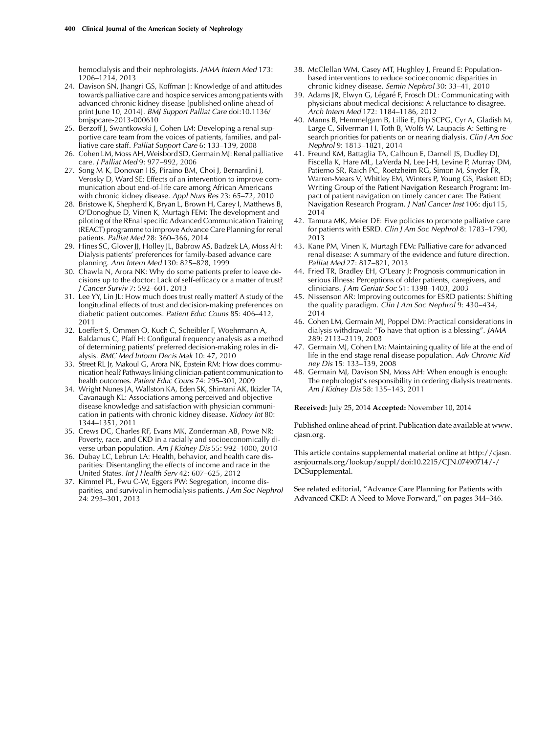hemodialysis and their nephrologists. *JAMA Intern Med* 173: 1206–1214, 2013

24. Davison SN, Jhangri GS, Koffman J: Knowledge of and attitudes towards palliative care and hospice services among patients with advanced chronic kidney disease [published online ahead of print June 10, 2014]. *BMJ Support Palliat Care* doi:10.1136/bmjspcare-2013-000610
25. Berzoff J, Swantkowski J, Cohen LM: Developing a renal supportive care team from the voices of patients, families, and palliative care staff. *Palliat Support Care* 6: 133–139, 2008
26. Cohen LM, Moss AH, Weisbord SD, Germain MJ: Renal palliative care. *J Palliat Med* 9: 977–992, 2006
27. Song M-K, Donovan HS, Piraino BM, Choi J, Bernardini J, Verosky D, Ward SE: Effects of an intervention to improve communication about end-of-life care among African Americans with chronic kidney disease. *Appl Nurs Res* 23: 65–72, 2010
28. Bristowe K, Shepherd K, Bryan L, Brown H, Carey I, Matthews B, O'Donoghue D, Vinen K, Murtagh FEM: The development and piloting of the REnal specific Advanced Communication Training (REACT) programme to improve Advance Care Planning for renal patients. *Palliat Med* 28: 360–366, 2014
29. Hines SC, Glover JJ, Holley JL, Babrow AS, Badzek LA, Moss AH: Dialysis patients' preferences for family-based advance care planning. *Ann Intern Med* 130: 825–828, 1999
30. Chawla N, Arora NK: Why do some patients prefer to leave decisions up to the doctor: Lack of self-efficacy or a matter of trust? *J Cancer Surviv* 7: 592–601, 2013
31. Lee YY, Lin JL: How much does trust really matter? A study of the longitudinal effects of trust and decision-making preferences on diabetic patient outcomes. *Patient Educ Couns* 85: 406–412, 2011
32. Loeffert S, Ommen O, Kuch C, Scheibler F, Woehrmann A, Baldamus C, Pfaff H: Configural frequency analysis as a method of determining patients' preferred decision-making roles in dialysis. *BMC Med Inform Decis Mak* 10: 47, 2010
33. Street RL Jr, Makoul G, Arora NK, Epstein RM: How does communication heal? Pathways linking clinician-patient communication to health outcomes. *Patient Educ Couns* 74: 295–301, 2009
34. Wright Nunes JA, Wallston KA, Eden SK, Shintani AK, Ikizler TA, Cavanaugh KL: Associations among perceived and objective disease knowledge and satisfaction with physician communication in patients with chronic kidney disease. *Kidney Int* 80: 1344–1351, 2011
35. Crews DC, Charles RF, Evans MK, Zonderman AB, Powe NR: Poverty, race, and CKD in a racially and socioeconomically diverse urban population. *Am J Kidney Dis* 55: 992–1000, 2010
36. Dubay LC, Lebrun LA: Health, behavior, and health care disparities: Disentangling the effects of income and race in the United States. *Int J Health Serv* 42: 607–625, 2012
37. Kimmel PL, Fwu C-W, Eggers PW: Segregation, income disparities, and survival in hemodialysis patients. *J Am Soc Nephrol* 24: 293–301, 2013
38. McClellan WM, Casey MT, Hughley J, Freund E: Population-based interventions to reduce socioeconomic disparities in chronic kidney disease. *Semin Nephrol* 30: 33–41, 2010
39. Adams JR, Elwyn G, Légaré F, Frosch DL: Communicating with physicians about medical decisions: A reluctance to disagree. *Arch Intern Med* 172: 1184–1186, 2012
40. Manns B, Hemmelgarn B, Lillie E, Dip SCPG, Cyr A, Gladish M, Large C, Silverman H, Toth B, Wolfs W, Laupacis A: Setting research priorities for patients on or nearing dialysis. *Clin J Am Soc Nephrol* 9: 1813–1821, 2014
41. Freund KM, Battaglia TA, Calhoun E, Darnell JS, Dudley DJ, Fiscella K, Hare ML, LaVerda N, Lee J-H, Levine P, Murray DM, Patierno SR, Raich PC, Roetzheim RG, Simon M, Snyder FR, Warren-Mears V, Whitley EM, Winters P, Young GS, Paskett ED; Writing Group of the Patient Navigation Research Program: Impact of patient navigation on timely cancer care: The Patient Navigation Research Program. *J Natl Cancer Inst* 106: dju115, 2014
42. Tamura MK, Meier DE: Five policies to promote palliative care for patients with ESRD. *Clin J Am Soc Nephrol* 8: 1783–1790, 2013
43. Kane PM, Vinen K, Murtagh FEM: Palliative care for advanced renal disease: A summary of the evidence and future direction. *Palliat Med* 27: 817–821, 2013
44. Fried TR, Bradley EH, O'Leary J: Prognosis communication in serious illness: Perceptions of older patients, caregivers, and clinicians. *J Am Geriatr Soc* 51: 1398–1403, 2003
45. Nissenson AR: Improving outcomes for ESRD patients: Shifting the quality paradigm. *Clin J Am Soc Nephrol* 9: 430–434, 2014
46. Cohen LM, Germain MJ, Poppel DM: Practical considerations in dialysis withdrawal: "To have that option is a blessing". *JAMA* 289: 2113–2119, 2003
47. Germain MJ, Cohen LM: Maintaining quality of life at the end of life in the end-stage renal disease population. *Adv Chronic Kidney Dis* 15: 133–139, 2008
48. Germain MJ, Davison SN, Moss AH: When enough is enough: The nephrologist's responsibility in ordering dialysis treatments. *Am J Kidney Dis* 58: 135–143, 2011

**Received:** July 25, 2014 **Accepted:** November 10, 2014

Published online ahead of print. Publication date available at www.cjasn.org.

This article contains supplemental material online at http://cjasn.asnjournals.org/lookup/suppl/doi:10.2215/CJN.07490714/-/DCSupplemental.

See related editorial, "Advance Care Planning for Patients with Advanced CKD: A Need to Move Forward," on pages 344–346.